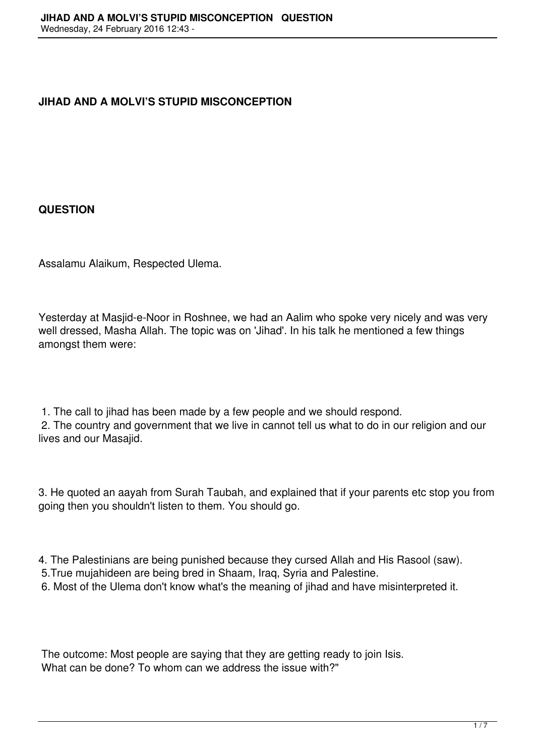## JIHAD AND A MOLVI'S STUPID MISCONCEPTION

## QUESTION

Assalamu Alaikum, Respected Ulema.

Yesterday at Masjid-e-Noor in Roshnee, we had an Aalim who spoke very nicely and was very well dressed, Masha Allah. The topic was on 'Jihad'. In his talk he mentioned a few things amongst them were:

1. The call to jihad has been made by a few people and we should respond.
2. The country and government that we live in cannot tell us what to do in our religion and our lives and our Masajid.
3. He quoted an aayah from Surah Taubah, and explained that if your parents etc stop you from going then you shouldn't listen to them. You should go.
4. The Palestinians are being punished because they cursed Allah and His Rasool (saw).
5. True mujahideen are being bred in Shaam, Iraq, Syria and Palestine.
6. Most of the Ulema don't know what's the meaning of jihad and have misinterpreted it.

The outcome: Most people are saying that they are getting ready to join Isis.
What can be done? To whom can we address the issue with?"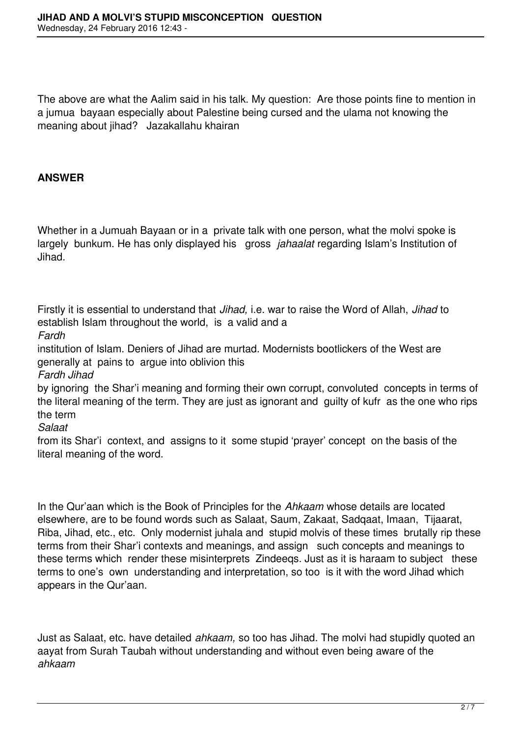The above are what the Aalim said in his talk. My question: Are those points fine to mention in a jumua bayaan especially about Palestine being cursed and the ulama not knowing the meaning about jihad? Jazakallahu khairan

**ANSWER**

Whether in a Jumuah Bayaan or in a private talk with one person, what the molvi spoke is largely bunkum. He has only displayed his gross *jahaalat* regarding Islam's Institution of Jihad.

Firstly it is essential to understand that *Jihad,* i.e. war to raise the Word of Allah, *Jihad* to establish Islam throughout the world, is a valid and a *Fardh* institution of Islam. Deniers of Jihad are murtad. Modernists bootlickers of the West are generally at pains to argue into oblivion this *Fardh Jihad* by ignoring the Shar'i meaning and forming their own corrupt, convoluted concepts in terms of the literal meaning of the term. They are just as ignorant and guilty of kufr as the one who rips the term *Salaat* from its Shar'i context, and assigns to it some stupid 'prayer' concept on the basis of the literal meaning of the word.

In the Qur'aan which is the Book of Principles for the *Ahkaam* whose details are located elsewhere, are to be found words such as Salaat, Saum, Zakaat, Sadqaat, Imaan, Tijaarat, Riba, Jihad, etc., etc. Only modernist juhala and stupid molvis of these times brutally rip these terms from their Shar'i contexts and meanings, and assign such concepts and meanings to these terms which render these misinterprets Zindeeqs. Just as it is haraam to subject these terms to one's own understanding and interpretation, so too is it with the word Jihad which appears in the Qur'aan.

Just as Salaat, etc. have detailed *ahkaam,* so too has Jihad. The molvi had stupidly quoted an aayat from Surah Taubah without understanding and without even being aware of the *ahkaam*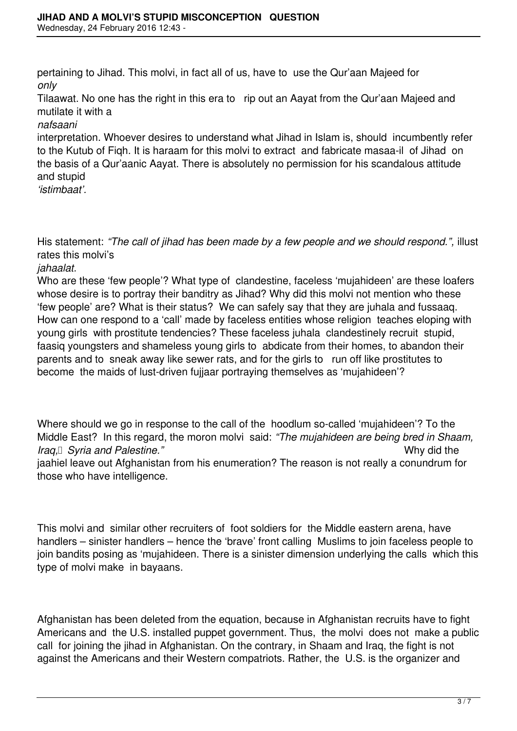pertaining to Jihad. This molvi, in fact all of us, have to use the Qur'aan Majeed for *only* Tilaawat. No one has the right in this era to rip out an Aayat from the Qur'aan Majeed and mutilate it with a *nafsaani* interpretation. Whoever desires to understand what Jihad in Islam is, should incumbently refer to the Kutub of Fiqh. It is haraam for this molvi to extract and fabricate masaa-il of Jihad on the basis of a Qur'aanic Aayat. There is absolutely no permission for his scandalous attitude and stupid *'istimbaat'.*

His statement: *"The call of jihad has been made by a few people and we should respond.",* illust rates this molvi's *jahaalat.*

Who are these 'few people'? What type of clandestine, faceless 'mujahideen' are these loafers whose desire is to portray their banditry as Jihad? Why did this molvi not mention who these 'few people' are? What is their status? We can safely say that they are juhala and fussaaq. How can one respond to a 'call' made by faceless entities whose religion teaches eloping with young girls with prostitute tendencies? These faceless juhala clandestinely recruit stupid, faasiq youngsters and shameless young girls to abdicate from their homes, to abandon their parents and to sneak away like sewer rats, and for the girls to run off like prostitutes to become the maids of lust-driven fujjaar portraying themselves as 'mujahideen'?

Where should we go in response to the call of the hoodlum so-called 'mujahideen'? To the Middle East? In this regard, the moron molvi said: *"The mujahideen are being bred in Shaam, Iraq, Syria and Palestine."* Why did the jaahiel leave out Afghanistan from his enumeration? The reason is not really a conundrum for those who have intelligence.

This molvi and similar other recruiters of foot soldiers for the Middle eastern arena, have handlers – sinister handlers – hence the 'brave' front calling Muslims to join faceless people to join bandits posing as 'mujahideen. There is a sinister dimension underlying the calls which this type of molvi make in bayaans.

Afghanistan has been deleted from the equation, because in Afghanistan recruits have to fight Americans and the U.S. installed puppet government. Thus, the molvi does not make a public call for joining the jihad in Afghanistan. On the contrary, in Shaam and Iraq, the fight is not against the Americans and their Western compatriots. Rather, the U.S. is the organizer and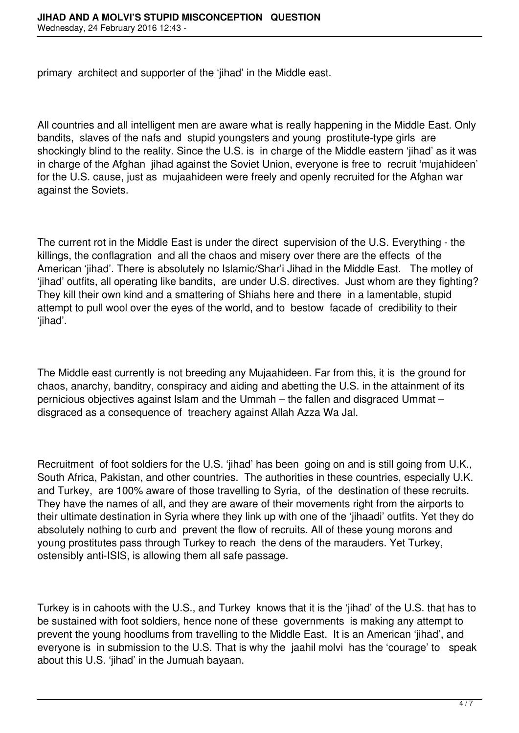primary architect and supporter of the 'jihad' in the Middle east.

All countries and all intelligent men are aware what is really happening in the Middle East. Only bandits, slaves of the nafs and stupid youngsters and young prostitute-type girls are shockingly blind to the reality. Since the U.S. is in charge of the Middle eastern 'jihad' as it was in charge of the Afghan jihad against the Soviet Union, everyone is free to recruit 'mujahideen' for the U.S. cause, just as mujaahideen were freely and openly recruited for the Afghan war against the Soviets.

The current rot in the Middle East is under the direct supervision of the U.S. Everything - the killings, the conflagration and all the chaos and misery over there are the effects of the American 'jihad'. There is absolutely no Islamic/Shar'i Jihad in the Middle East. The motley of 'jihad' outfits, all operating like bandits, are under U.S. directives. Just whom are they fighting? They kill their own kind and a smattering of Shiahs here and there in a lamentable, stupid attempt to pull wool over the eyes of the world, and to bestow facade of credibility to their 'jihad'.

The Middle east currently is not breeding any Mujaahideen. Far from this, it is the ground for chaos, anarchy, banditry, conspiracy and aiding and abetting the U.S. in the attainment of its pernicious objectives against Islam and the Ummah – the fallen and disgraced Ummat – disgraced as a consequence of treachery against Allah Azza Wa Jal.

Recruitment of foot soldiers for the U.S. 'jihad' has been going on and is still going from U.K., South Africa, Pakistan, and other countries. The authorities in these countries, especially U.K. and Turkey, are 100% aware of those travelling to Syria, of the destination of these recruits. They have the names of all, and they are aware of their movements right from the airports to their ultimate destination in Syria where they link up with one of the 'jihaadi' outfits. Yet they do absolutely nothing to curb and prevent the flow of recruits. All of these young morons and young prostitutes pass through Turkey to reach the dens of the marauders. Yet Turkey, ostensibly anti-ISIS, is allowing them all safe passage.

Turkey is in cahoots with the U.S., and Turkey knows that it is the 'jihad' of the U.S. that has to be sustained with foot soldiers, hence none of these governments is making any attempt to prevent the young hoodlums from travelling to the Middle East. It is an American 'jihad', and everyone is in submission to the U.S. That is why the jaahil molvi has the 'courage' to speak about this U.S. 'jihad' in the Jumuah bayaan.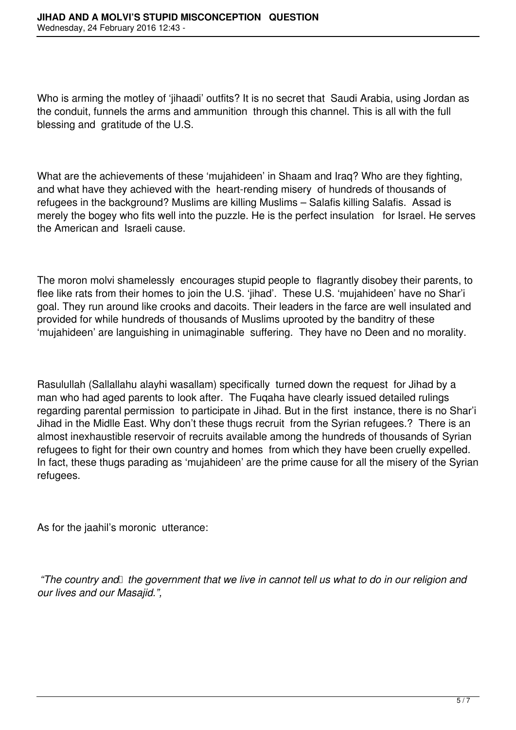Who is arming the motley of 'jihaadi' outfits? It is no secret that Saudi Arabia, using Jordan as the conduit, funnels the arms and ammunition through this channel. This is all with the full blessing and gratitude of the U.S.

What are the achievements of these 'mujahideen' in Shaam and Iraq? Who are they fighting, and what have they achieved with the heart-rending misery of hundreds of thousands of refugees in the background? Muslims are killing Muslims – Salafis killing Salafis. Assad is merely the bogey who fits well into the puzzle. He is the perfect insulation for Israel. He serves the American and Israeli cause.

The moron molvi shamelessly encourages stupid people to flagrantly disobey their parents, to flee like rats from their homes to join the U.S. 'jihad'. These U.S. 'mujahideen' have no Shar'i goal. They run around like crooks and dacoits. Their leaders in the farce are well insulated and provided for while hundreds of thousands of Muslims uprooted by the banditry of these 'mujahideen' are languishing in unimaginable suffering. They have no Deen and no morality.

Rasulullah (Sallallahu alayhi wasallam) specifically turned down the request for Jihad by a man who had aged parents to look after. The Fuqaha have clearly issued detailed rulings regarding parental permission to participate in Jihad. But in the first instance, there is no Shar'i Jihad in the Midlle East. Why don't these thugs recruit from the Syrian refugees.? There is an almost inexhaustible reservoir of recruits available among the hundreds of thousands of Syrian refugees to fight for their own country and homes from which they have been cruelly expelled. In fact, these thugs parading as 'mujahideen' are the prime cause for all the misery of the Syrian refugees.

As for the jaahil's moronic utterance:

*"The country and the government that we live in cannot tell us what to do in our religion and our lives and our Masajid.",*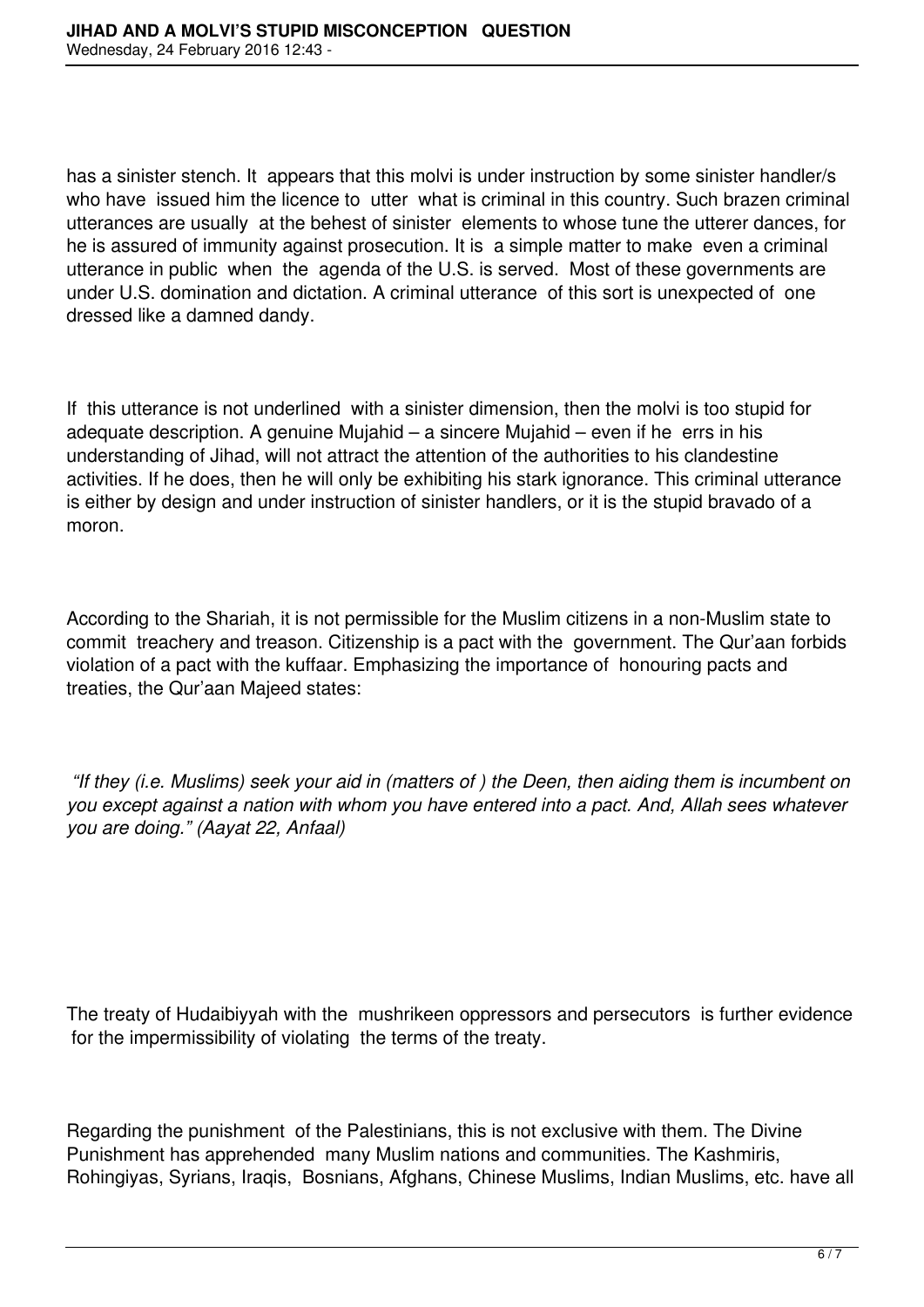has a sinister stench. It appears that this molvi is under instruction by some sinister handler/s who have issued him the licence to utter what is criminal in this country. Such brazen criminal utterances are usually at the behest of sinister elements to whose tune the utterer dances, for he is assured of immunity against prosecution. It is a simple matter to make even a criminal utterance in public when the agenda of the U.S. is served. Most of these governments are under U.S. domination and dictation. A criminal utterance of this sort is unexpected of one dressed like a damned dandy.

If this utterance is not underlined with a sinister dimension, then the molvi is too stupid for adequate description. A genuine Mujahid – a sincere Mujahid – even if he errs in his understanding of Jihad, will not attract the attention of the authorities to his clandestine activities. If he does, then he will only be exhibiting his stark ignorance. This criminal utterance is either by design and under instruction of sinister handlers, or it is the stupid bravado of a moron.

According to the Shariah, it is not permissible for the Muslim citizens in a non-Muslim state to commit treachery and treason. Citizenship is a pact with the government. The Qur'aan forbids violation of a pact with the kuffaar. Emphasizing the importance of honouring pacts and treaties, the Qur'aan Majeed states:

*"If they (i.e. Muslims) seek your aid in (matters of ) the Deen, then aiding them is incumbent on you except against a nation with whom you have entered into a pact. And, Allah sees whatever you are doing." (Aayat 22, Anfaal)*

The treaty of Hudaibiyyah with the mushrikeen oppressors and persecutors is further evidence for the impermissibility of violating the terms of the treaty.

Regarding the punishment of the Palestinians, this is not exclusive with them. The Divine Punishment has apprehended many Muslim nations and communities. The Kashmiris, Rohingiyas, Syrians, Iraqis, Bosnians, Afghans, Chinese Muslims, Indian Muslims, etc. have all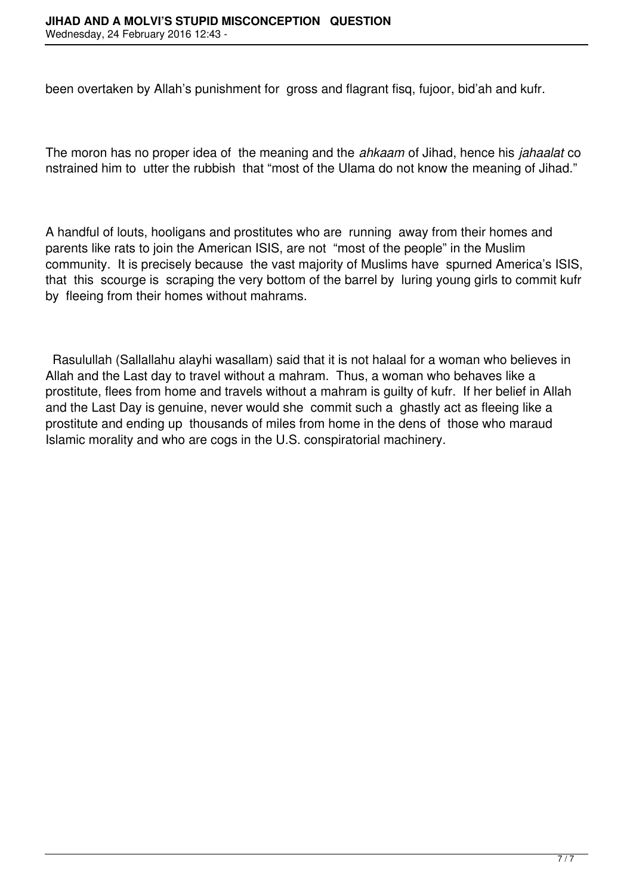been overtaken by Allah's punishment for gross and flagrant fisq, fujoor, bid'ah and kufr.

The moron has no proper idea of the meaning and the *ahkaam* of Jihad, hence his *jahaalat* constrained him to utter the rubbish that "most of the Ulama do not know the meaning of Jihad."

A handful of louts, hooligans and prostitutes who are running away from their homes and parents like rats to join the American ISIS, are not "most of the people" in the Muslim community. It is precisely because the vast majority of Muslims have spurned America's ISIS, that this scourge is scraping the very bottom of the barrel by luring young girls to commit kufr by fleeing from their homes without mahrams.

Rasulullah (Sallallahu alayhi wasallam) said that it is not halaal for a woman who believes in Allah and the Last day to travel without a mahram. Thus, a woman who behaves like a prostitute, flees from home and travels without a mahram is guilty of kufr. If her belief in Allah and the Last Day is genuine, never would she commit such a ghastly act as fleeing like a prostitute and ending up thousands of miles from home in the dens of those who maraud Islamic morality and who are cogs in the U.S. conspiratorial machinery.